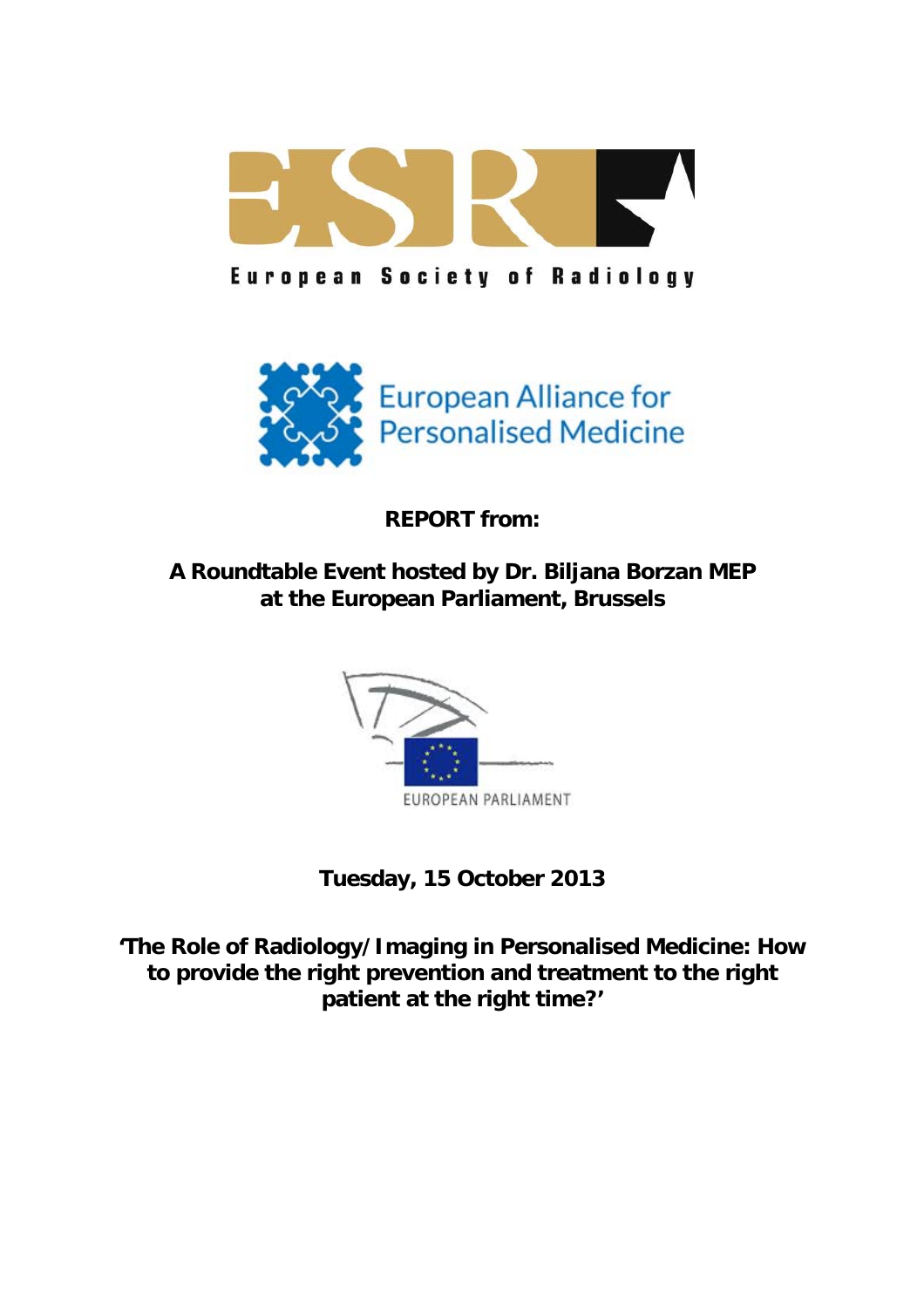European Society of Radiology

European Alliance for Personalised Medicine

**REPORT from:**

**A Roundtable Event hosted by Dr. Biljana Borzan MEP at the European Parliament, Brussels**

EUROPEAN PARLIAMENT

**Tuesday, 15 October 2013**

**'The Role of Radiology/Imaging in Personalised Medicine: How to provide the right prevention and treatment to the right patient at the right time?'**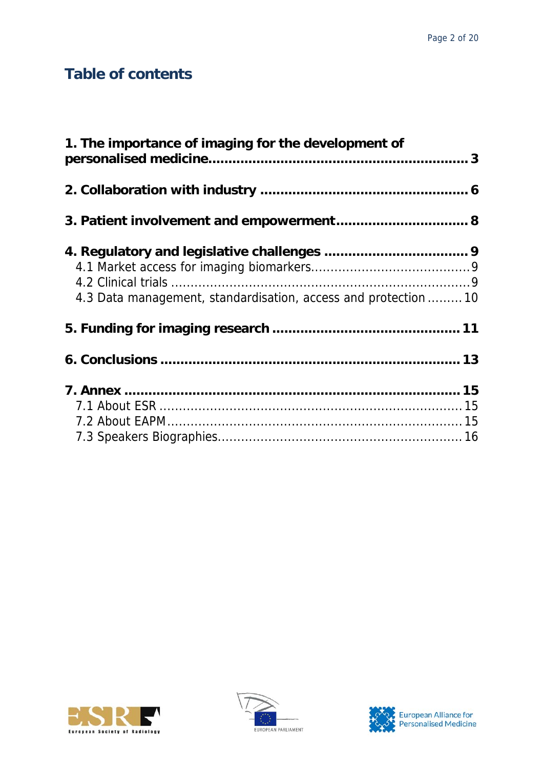# Table of contents

**1. The importance of imaging for the development of personalised medicine............................................................ 3**

**2. Collaboration with industry ................................................... 6**

**3. Patient involvement and empowerment................................ 8**

**4. Regulatory and legislative challenges .................................. 9**

4.1 Market access for imaging biomarkers........................................ 9

4.2 Clinical trials .......................................................................... 9

4.3 Data management, standardisation, access and protection ......... 10

**5. Funding for imaging research ............................................. 11**

**6. Conclusions ........................................................................ 13**

**7. Annex ................................................................................. 15**

7.1 About ESR ............................................................................ 15

7.2 About EAPM.......................................................................... 15

7.3 Speakers Biographies............................................................. 16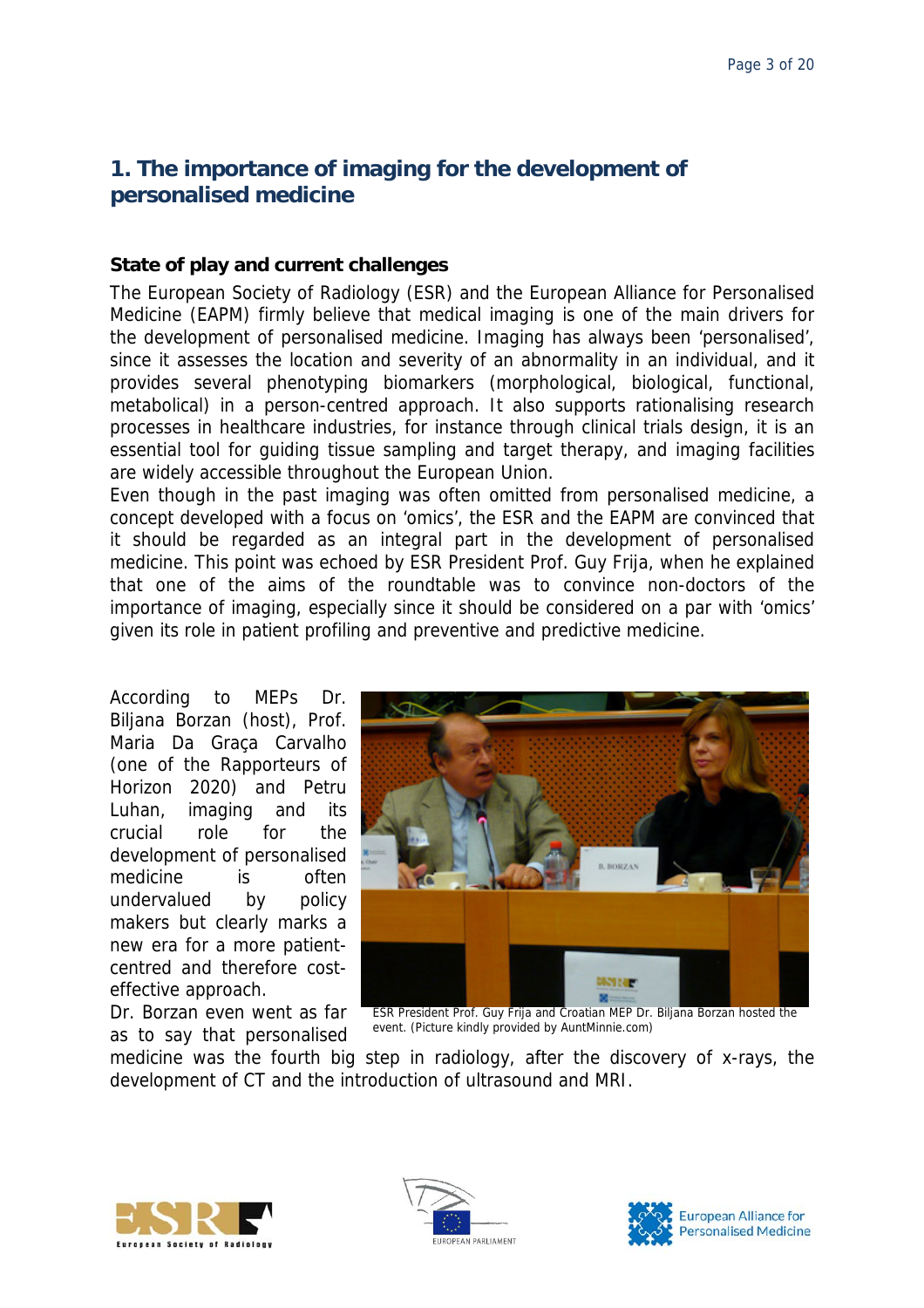## 1. The importance of imaging for the development of personalised medicine

### State of play and current challenges

The European Society of Radiology (ESR) and the European Alliance for Personalised Medicine (EAPM) firmly believe that medical imaging is one of the main drivers for the development of personalised medicine. Imaging has always been 'personalised', since it assesses the location and severity of an abnormality in an individual, and it provides several phenotyping biomarkers (morphological, biological, functional, metabolical) in a person-centred approach. It also supports rationalising research processes in healthcare industries, for instance through clinical trials design, it is an essential tool for guiding tissue sampling and target therapy, and imaging facilities are widely accessible throughout the European Union.

Even though in the past imaging was often omitted from personalised medicine, a concept developed with a focus on 'omics', the ESR and the EAPM are convinced that it should be regarded as an integral part in the development of personalised medicine. This point was echoed by ESR President Prof. Guy Frija, when he explained that one of the aims of the roundtable was to convince non-doctors of the importance of imaging, especially since it should be considered on a par with 'omics' given its role in patient profiling and preventive and predictive medicine.

According to MEPs Dr. Biljana Borzan (host), Prof. Maria Da Graça Carvalho (one of the Rapporteurs of Horizon 2020) and Petru Luhan, imaging and its crucial role for the development of personalised medicine is often undervalued by policy makers but clearly marks a new era for a more patient-centred and therefore cost-effective approach.

ESR President Prof. Guy Frija and Croatian MEP Dr. Biljana Borzan hosted the event. (Picture kindly provided by AuntMinnie.com)

Dr. Borzan even went as far as to say that personalised medicine was the fourth big step in radiology, after the discovery of x-rays, the development of CT and the introduction of ultrasound and MRI.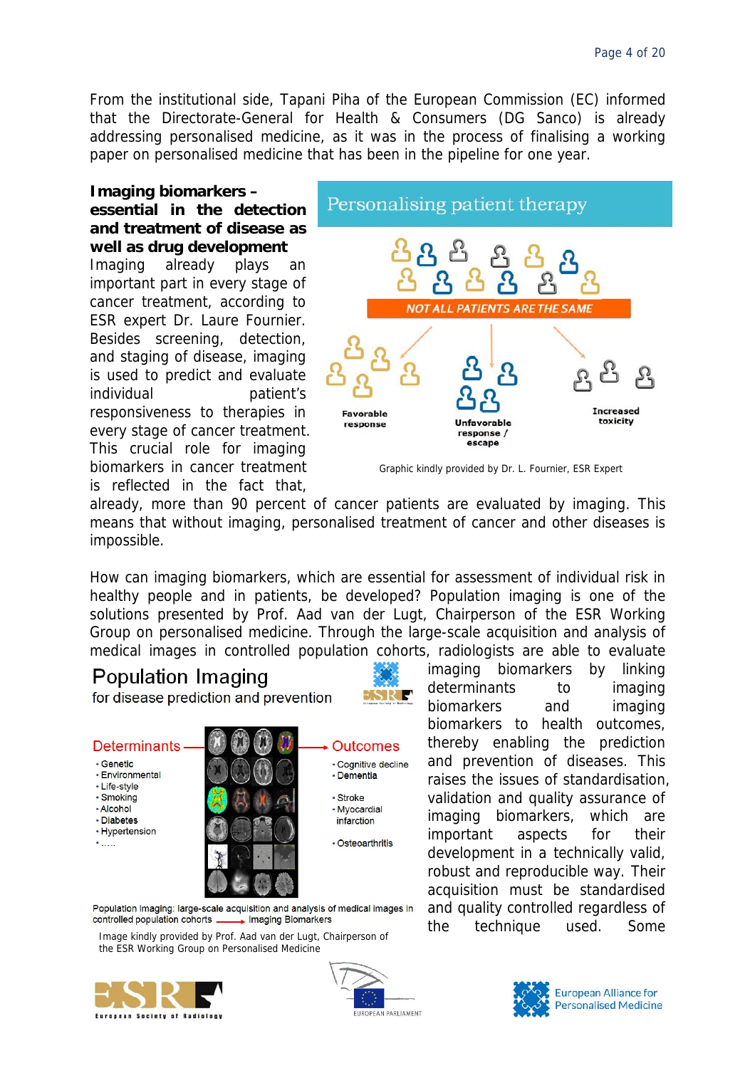From the institutional side, Tapani Piha of the European Commission (EC) informed that the Directorate-General for Health & Consumers (DG Sanco) is already addressing personalised medicine, as it was in the process of finalising a working paper on personalised medicine that has been in the pipeline for one year.

**Imaging biomarkers – essential in the detection and treatment of disease as well as drug development**

Imaging already plays an important part in every stage of cancer treatment, according to ESR expert Dr. Laure Fournier. Besides screening, detection, and staging of disease, imaging is used to predict and evaluate individual patient's responsiveness to therapies in every stage of cancer treatment. This crucial role for imaging biomarkers in cancer treatment is reflected in the fact that, already, more than 90 percent of cancer patients are evaluated by imaging. This means that without imaging, personalised treatment of cancer and other diseases is impossible.

Graphic kindly provided by Dr. L. Fournier, ESR Expert

How can imaging biomarkers, which are essential for assessment of individual risk in healthy people and in patients, be developed? Population imaging is one of the solutions presented by Prof. Aad van der Lugt, Chairperson of the ESR Working Group on personalised medicine. Through the large-scale acquisition and analysis of medical images in controlled population cohorts, radiologists are able to evaluate imaging biomarkers by linking determinants to imaging biomarkers and imaging biomarkers to health outcomes, thereby enabling the prediction and prevention of diseases. This raises the issues of standardisation, validation and quality assurance of imaging biomarkers, which are important aspects for their development in a technically valid, robust and reproducible way. Their acquisition must be standardised and quality controlled regardless of the technique used. Some

Image kindly provided by Prof. Aad van der Lugt, Chairperson of the ESR Working Group on Personalised Medicine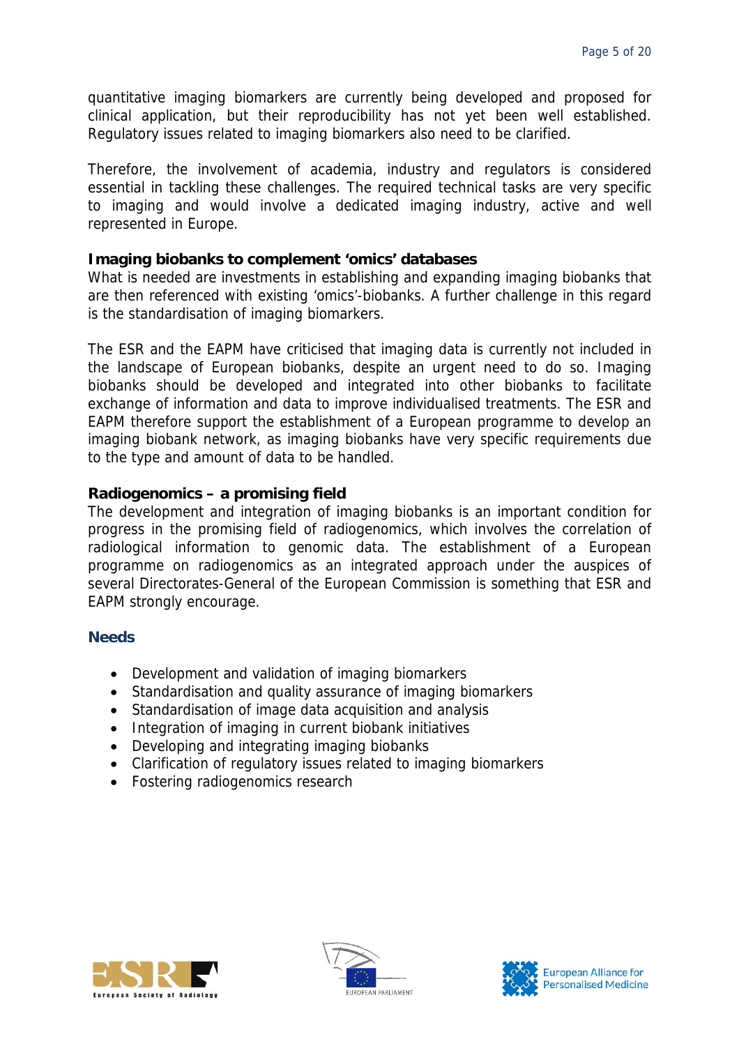quantitative imaging biomarkers are currently being developed and proposed for clinical application, but their reproducibility has not yet been well established. Regulatory issues related to imaging biomarkers also need to be clarified.

Therefore, the involvement of academia, industry and regulators is considered essential in tackling these challenges. The required technical tasks are very specific to imaging and would involve a dedicated imaging industry, active and well represented in Europe.

**Imaging biobanks to complement 'omics' databases**

What is needed are investments in establishing and expanding imaging biobanks that are then referenced with existing 'omics'-biobanks. A further challenge in this regard is the standardisation of imaging biomarkers.

The ESR and the EAPM have criticised that imaging data is currently not included in the landscape of European biobanks, despite an urgent need to do so. Imaging biobanks should be developed and integrated into other biobanks to facilitate exchange of information and data to improve individualised treatments. The ESR and EAPM therefore support the establishment of a European programme to develop an imaging biobank network, as imaging biobanks have very specific requirements due to the type and amount of data to be handled.

**Radiogenomics – a promising field**

The development and integration of imaging biobanks is an important condition for progress in the promising field of radiogenomics, which involves the correlation of radiological information to genomic data. The establishment of a European programme on radiogenomics as an integrated approach under the auspices of several Directorates-General of the European Commission is something that ESR and EAPM strongly encourage.

## Needs

- Development and validation of imaging biomarkers
- Standardisation and quality assurance of imaging biomarkers
- Standardisation of image data acquisition and analysis
- Integration of imaging in current biobank initiatives
- Developing and integrating imaging biobanks
- Clarification of regulatory issues related to imaging biomarkers
- Fostering radiogenomics research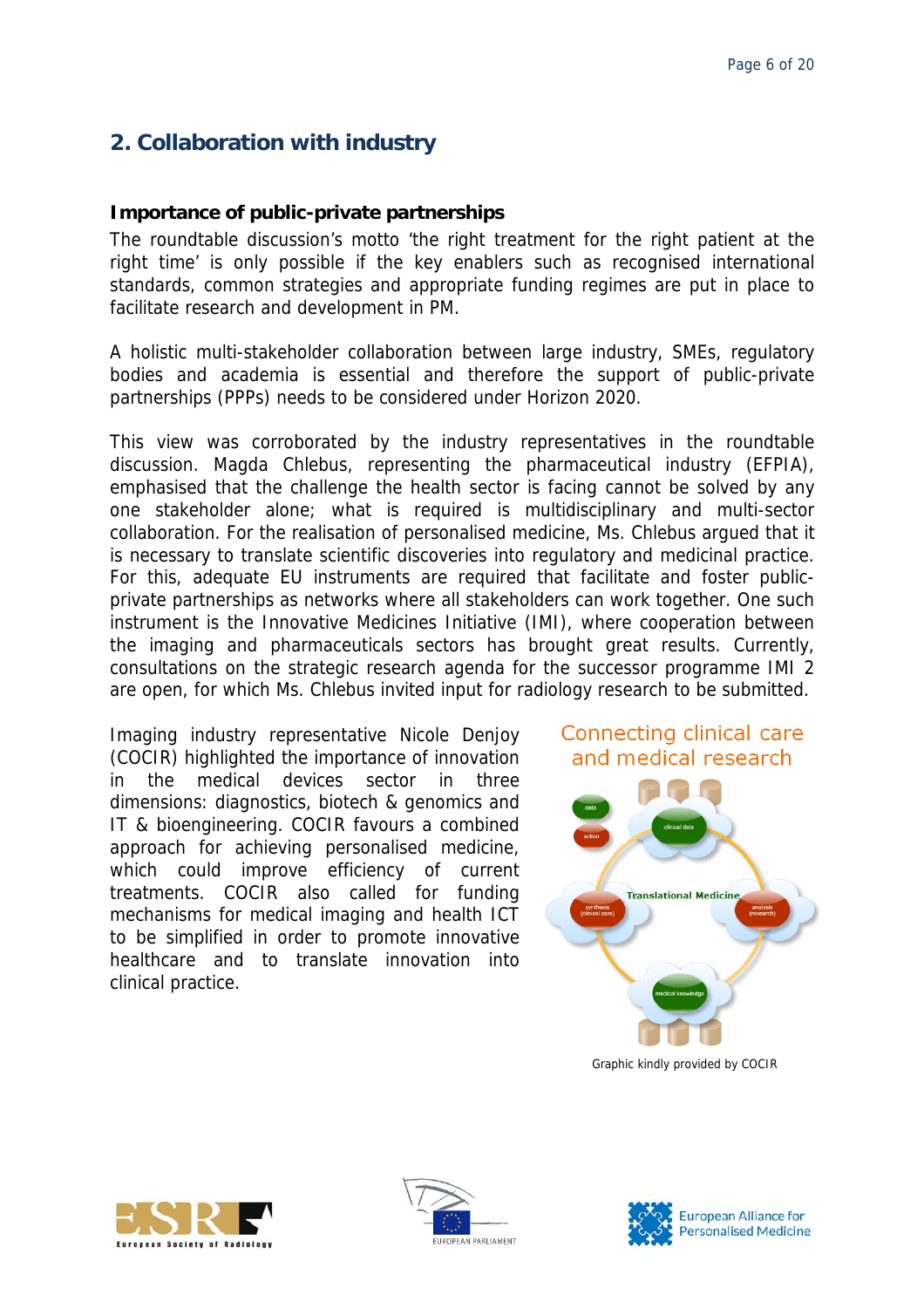## 2. Collaboration with industry

**Importance of public-private partnerships**

The roundtable discussion's motto 'the right treatment for the right patient at the right time' is only possible if the key enablers such as recognised international standards, common strategies and appropriate funding regimes are put in place to facilitate research and development in PM.

A holistic multi-stakeholder collaboration between large industry, SMEs, regulatory bodies and academia is essential and therefore the support of public-private partnerships (PPPs) needs to be considered under Horizon 2020.

This view was corroborated by the industry representatives in the roundtable discussion. Magda Chlebus, representing the pharmaceutical industry (EFPIA), emphasised that the challenge the health sector is facing cannot be solved by any one stakeholder alone; what is required is multidisciplinary and multi-sector collaboration. For the realisation of personalised medicine, Ms. Chlebus argued that it is necessary to translate scientific discoveries into regulatory and medicinal practice. For this, adequate EU instruments are required that facilitate and foster public-private partnerships as networks where all stakeholders can work together. One such instrument is the Innovative Medicines Initiative (IMI), where cooperation between the imaging and pharmaceuticals sectors has brought great results. Currently, consultations on the strategic research agenda for the successor programme IMI 2 are open, for which Ms. Chlebus invited input for radiology research to be submitted.

Imaging industry representative Nicole Denjoy (COCIR) highlighted the importance of innovation in the medical devices sector in three dimensions: diagnostics, biotech & genomics and IT & bioengineering. COCIR favours a combined approach for achieving personalised medicine, which could improve efficiency of current treatments. COCIR also called for funding mechanisms for medical imaging and health ICT to be simplified in order to promote innovative healthcare and to translate innovation into clinical practice.

Connecting clinical care and medical research

Graphic kindly provided by COCIR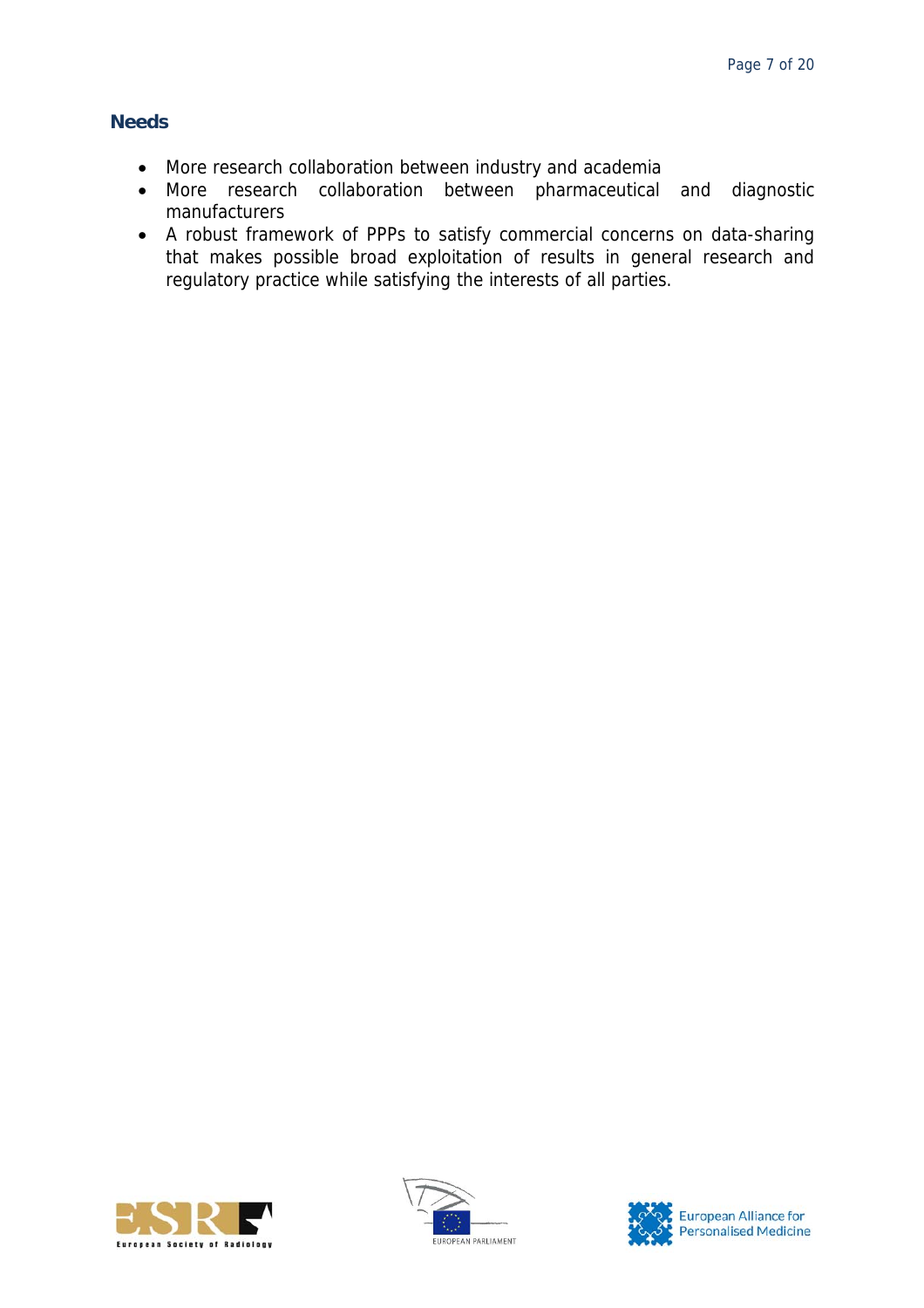## Needs

- More research collaboration between industry and academia
- More research collaboration between pharmaceutical and diagnostic manufacturers
- A robust framework of PPPs to satisfy commercial concerns on data-sharing that makes possible broad exploitation of results in general research and regulatory practice while satisfying the interests of all parties.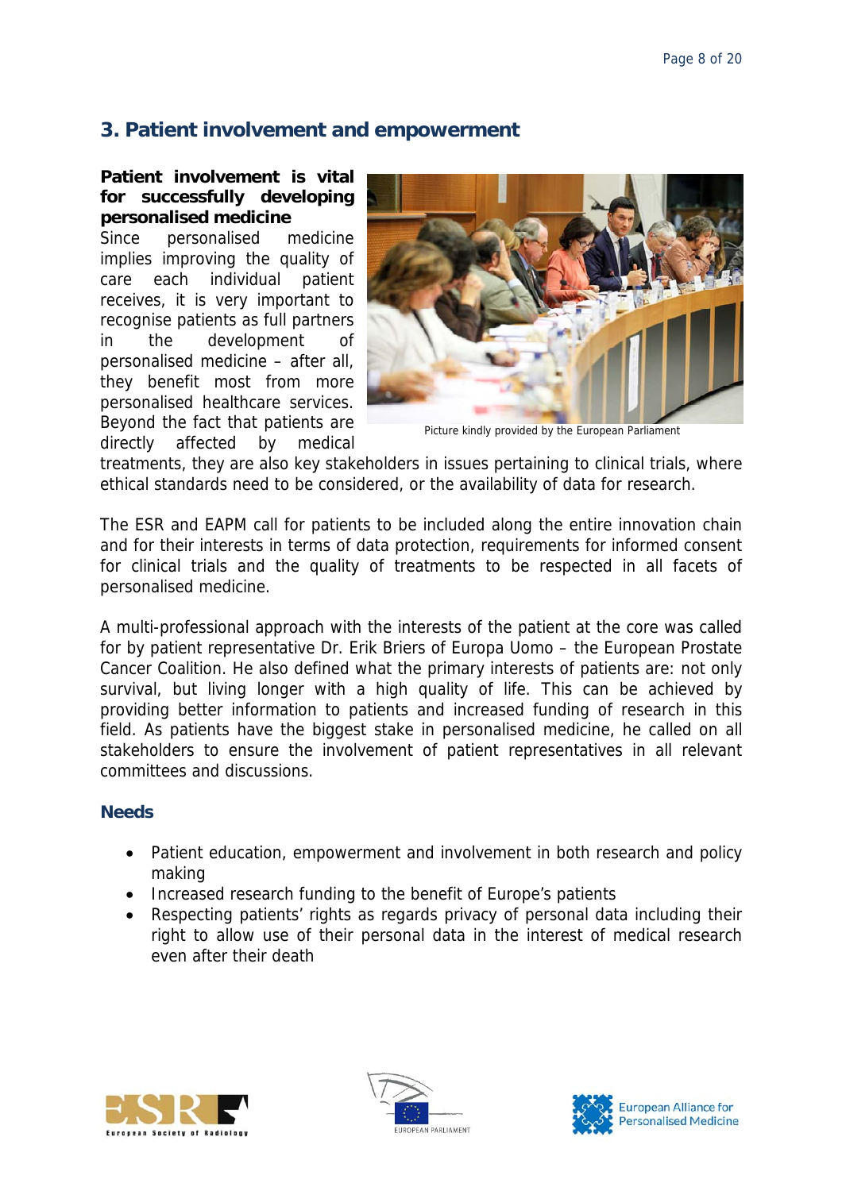## 3. Patient involvement and empowerment

**Patient involvement is vital for successfully developing personalised medicine**

Since personalised medicine implies improving the quality of care each individual patient receives, it is very important to recognise patients as full partners in the development of personalised medicine – after all, they benefit most from more personalised healthcare services. Beyond the fact that patients are directly affected by medical treatments, they are also key stakeholders in issues pertaining to clinical trials, where ethical standards need to be considered, or the availability of data for research.

Picture kindly provided by the European Parliament

The ESR and EAPM call for patients to be included along the entire innovation chain and for their interests in terms of data protection, requirements for informed consent for clinical trials and the quality of treatments to be respected in all facets of personalised medicine.

A multi-professional approach with the interests of the patient at the core was called for by patient representative Dr. Erik Briers of Europa Uomo – the European Prostate Cancer Coalition. He also defined what the primary interests of patients are: not only survival, but living longer with a high quality of life. This can be achieved by providing better information to patients and increased funding of research in this field. As patients have the biggest stake in personalised medicine, he called on all stakeholders to ensure the involvement of patient representatives in all relevant committees and discussions.

### Needs

- Patient education, empowerment and involvement in both research and policy making
- Increased research funding to the benefit of Europe's patients
- Respecting patients' rights as regards privacy of personal data including their right to allow use of their personal data in the interest of medical research even after their death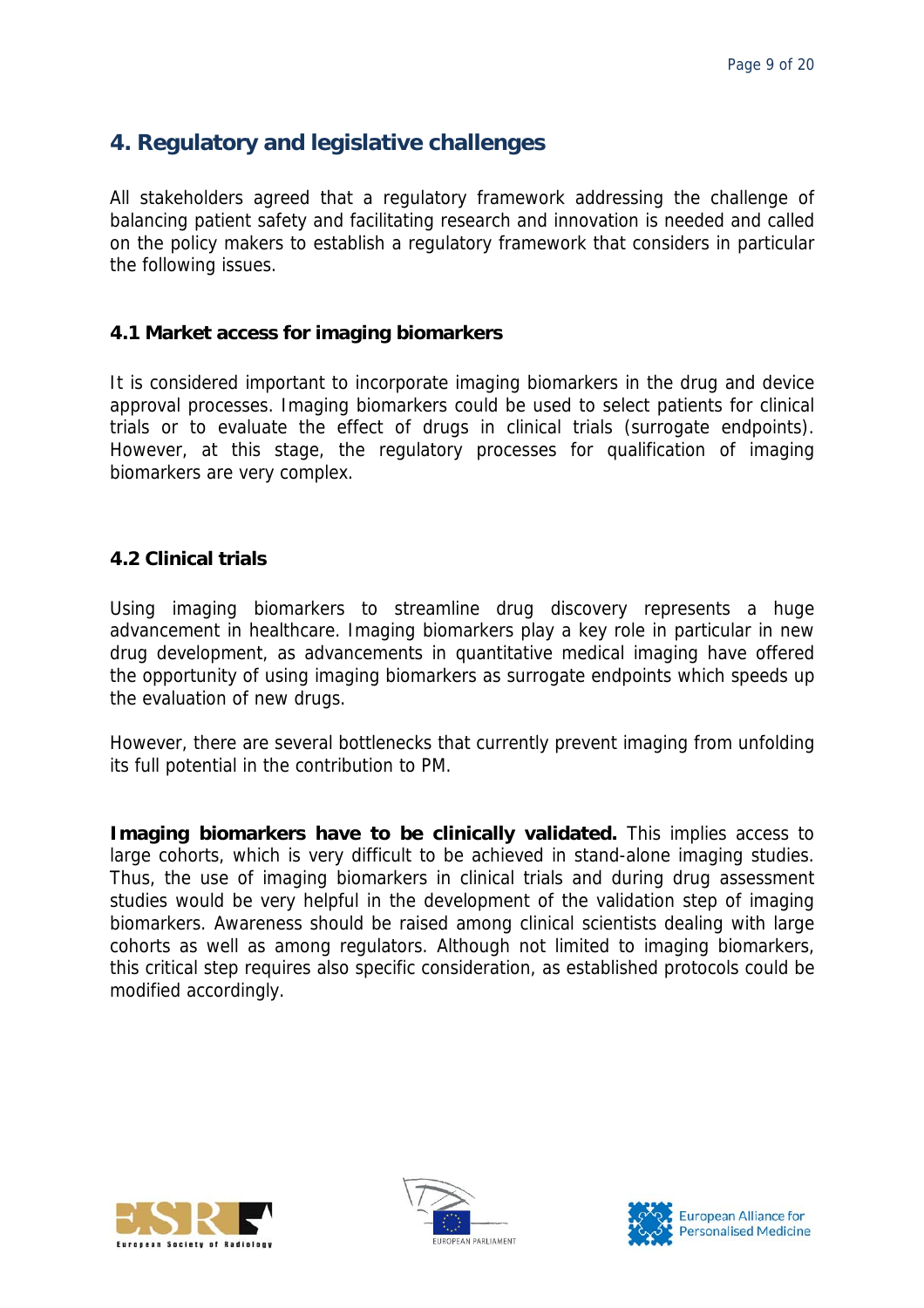## 4. Regulatory and legislative challenges

All stakeholders agreed that a regulatory framework addressing the challenge of balancing patient safety and facilitating research and innovation is needed and called on the policy makers to establish a regulatory framework that considers in particular the following issues.

### 4.1 Market access for imaging biomarkers

It is considered important to incorporate imaging biomarkers in the drug and device approval processes. Imaging biomarkers could be used to select patients for clinical trials or to evaluate the effect of drugs in clinical trials (surrogate endpoints). However, at this stage, the regulatory processes for qualification of imaging biomarkers are very complex.

### 4.2 Clinical trials

Using imaging biomarkers to streamline drug discovery represents a huge advancement in healthcare. Imaging biomarkers play a key role in particular in new drug development, as advancements in quantitative medical imaging have offered the opportunity of using imaging biomarkers as surrogate endpoints which speeds up the evaluation of new drugs.

However, there are several bottlenecks that currently prevent imaging from unfolding its full potential in the contribution to PM.

**Imaging biomarkers have to be clinically validated.** This implies access to large cohorts, which is very difficult to be achieved in stand-alone imaging studies. Thus, the use of imaging biomarkers in clinical trials and during drug assessment studies would be very helpful in the development of the validation step of imaging biomarkers. Awareness should be raised among clinical scientists dealing with large cohorts as well as among regulators. Although not limited to imaging biomarkers, this critical step requires also specific consideration, as established protocols could be modified accordingly.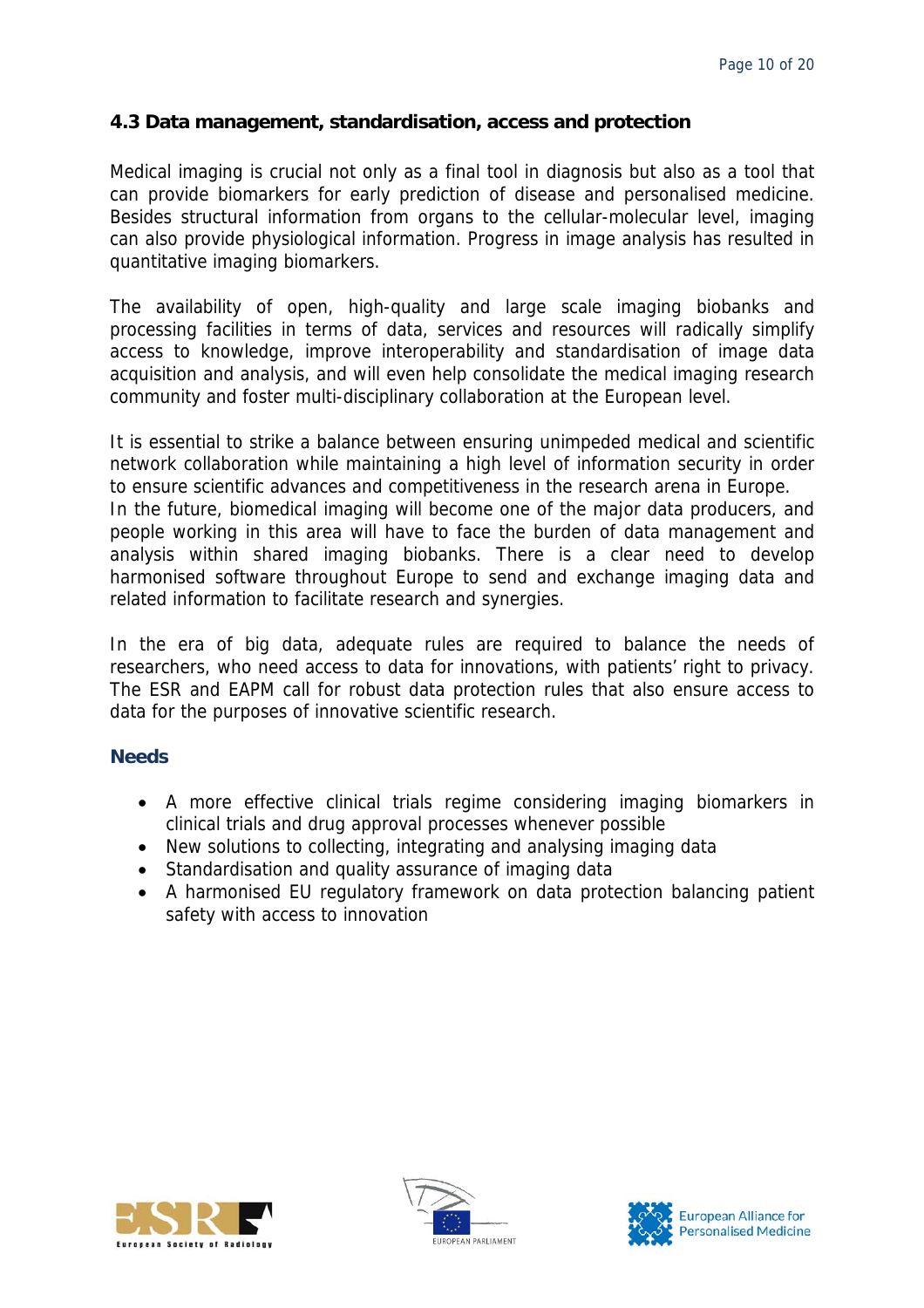### 4.3 Data management, standardisation, access and protection

Medical imaging is crucial not only as a final tool in diagnosis but also as a tool that can provide biomarkers for early prediction of disease and personalised medicine. Besides structural information from organs to the cellular-molecular level, imaging can also provide physiological information. Progress in image analysis has resulted in quantitative imaging biomarkers.

The availability of open, high-quality and large scale imaging biobanks and processing facilities in terms of data, services and resources will radically simplify access to knowledge, improve interoperability and standardisation of image data acquisition and analysis, and will even help consolidate the medical imaging research community and foster multi-disciplinary collaboration at the European level.

It is essential to strike a balance between ensuring unimpeded medical and scientific network collaboration while maintaining a high level of information security in order to ensure scientific advances and competitiveness in the research arena in Europe.
In the future, biomedical imaging will become one of the major data producers, and people working in this area will have to face the burden of data management and analysis within shared imaging biobanks. There is a clear need to develop harmonised software throughout Europe to send and exchange imaging data and related information to facilitate research and synergies.

In the era of big data, adequate rules are required to balance the needs of researchers, who need access to data for innovations, with patients' right to privacy. The ESR and EAPM call for robust data protection rules that also ensure access to data for the purposes of innovative scientific research.

#### Needs

- A more effective clinical trials regime considering imaging biomarkers in clinical trials and drug approval processes whenever possible
- New solutions to collecting, integrating and analysing imaging data
- Standardisation and quality assurance of imaging data
- A harmonised EU regulatory framework on data protection balancing patient safety with access to innovation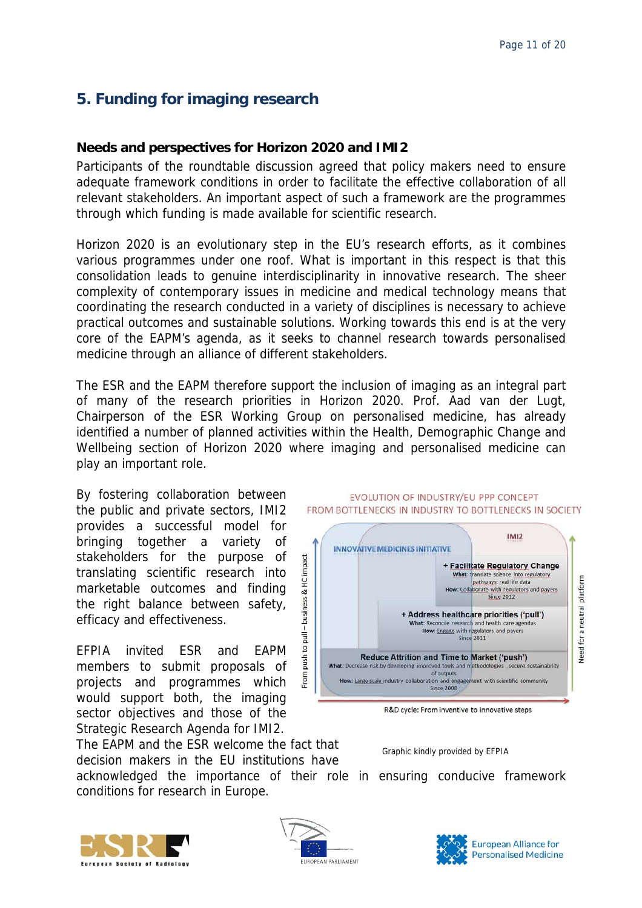## 5. Funding for imaging research

### Needs and perspectives for Horizon 2020 and IMI2

Participants of the roundtable discussion agreed that policy makers need to ensure adequate framework conditions in order to facilitate the effective collaboration of all relevant stakeholders. An important aspect of such a framework are the programmes through which funding is made available for scientific research.

Horizon 2020 is an evolutionary step in the EU's research efforts, as it combines various programmes under one roof. What is important in this respect is that this consolidation leads to genuine interdisciplinarity in innovative research. The sheer complexity of contemporary issues in medicine and medical technology means that coordinating the research conducted in a variety of disciplines is necessary to achieve practical outcomes and sustainable solutions. Working towards this end is at the very core of the EAPM's agenda, as it seeks to channel research towards personalised medicine through an alliance of different stakeholders.

The ESR and the EAPM therefore support the inclusion of imaging as an integral part of many of the research priorities in Horizon 2020. Prof. Aad van der Lugt, Chairperson of the ESR Working Group on personalised medicine, has already identified a number of planned activities within the Health, Demographic Change and Wellbeing section of Horizon 2020 where imaging and personalised medicine can play an important role.

By fostering collaboration between the public and private sectors, IMI2 provides a successful model for bringing together a variety of stakeholders for the purpose of translating scientific research into marketable outcomes and finding the right balance between safety, efficacy and effectiveness.

EFPIA invited ESR and EAPM members to submit proposals of projects and programmes which would support both, the imaging sector objectives and those of the Strategic Research Agenda for IMI2.

EVOLUTION OF INDUSTRY/EU PPP CONCEPT
FROM BOTTLENECKS IN INDUSTRY TO BOTTLENECKS IN SOCIETY

INNOVATIVE MEDICINES INITIATIVE — IMI2

**+ Facilitate Regulatory Change**
What: translate science into regulatory pathways; real life data
How: Collaborate with regulators and payers
Since 2012

**+ Address healthcare priorities ('pull')**
What: Reconcile research and health care agendas
How: Engage with regulators and payers
Since 2011

**Reduce Attrition and Time to Market ('push')**
What: Decrease risk by developing improved tools and methodologies, secure sustainability of outputs
How: Large scale industry collaboration and engagement with scientific community
Since 2008

From push to pull – business & HC impact
Need for a neutral platform
R&D cycle: From inventive to innovative steps

Graphic kindly provided by EFPIA

The EAPM and the ESR welcome the fact that decision makers in the EU institutions have acknowledged the importance of their role in ensuring conducive framework conditions for research in Europe.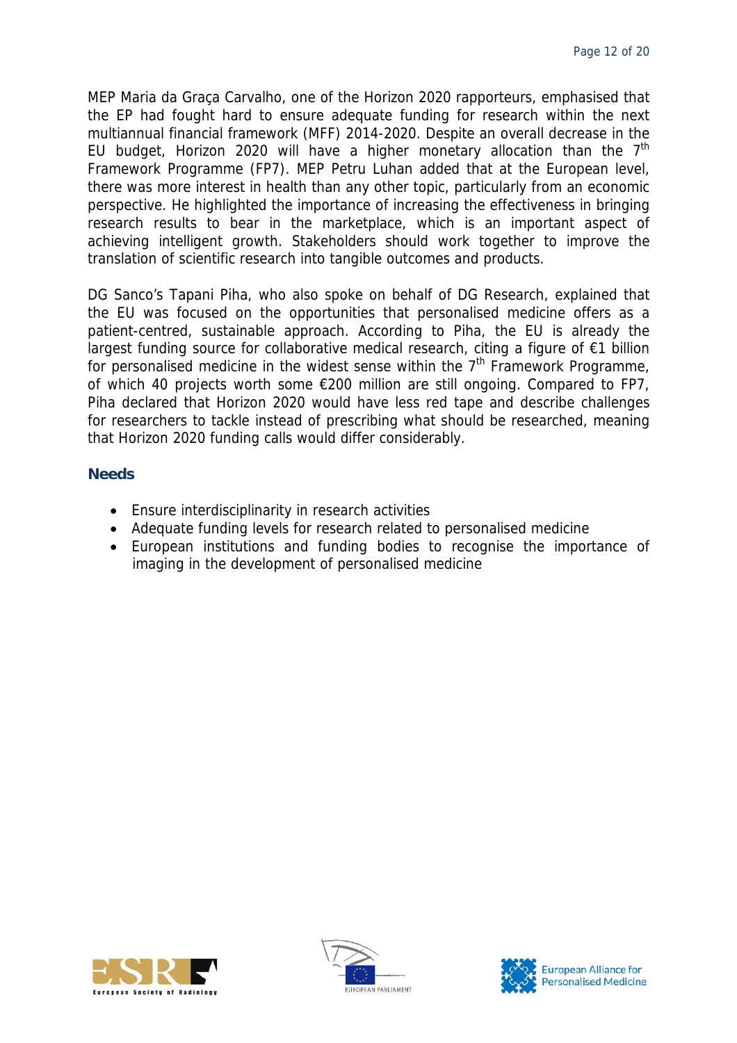MEP Maria da Graça Carvalho, one of the Horizon 2020 rapporteurs, emphasised that the EP had fought hard to ensure adequate funding for research within the next multiannual financial framework (MFF) 2014-2020. Despite an overall decrease in the EU budget, Horizon 2020 will have a higher monetary allocation than the 7th Framework Programme (FP7). MEP Petru Luhan added that at the European level, there was more interest in health than any other topic, particularly from an economic perspective. He highlighted the importance of increasing the effectiveness in bringing research results to bear in the marketplace, which is an important aspect of achieving intelligent growth. Stakeholders should work together to improve the translation of scientific research into tangible outcomes and products.

DG Sanco's Tapani Piha, who also spoke on behalf of DG Research, explained that the EU was focused on the opportunities that personalised medicine offers as a patient-centred, sustainable approach. According to Piha, the EU is already the largest funding source for collaborative medical research, citing a figure of €1 billion for personalised medicine in the widest sense within the 7th Framework Programme, of which 40 projects worth some €200 million are still ongoing. Compared to FP7, Piha declared that Horizon 2020 would have less red tape and describe challenges for researchers to tackle instead of prescribing what should be researched, meaning that Horizon 2020 funding calls would differ considerably.

### Needs

- Ensure interdisciplinarity in research activities
- Adequate funding levels for research related to personalised medicine
- European institutions and funding bodies to recognise the importance of imaging in the development of personalised medicine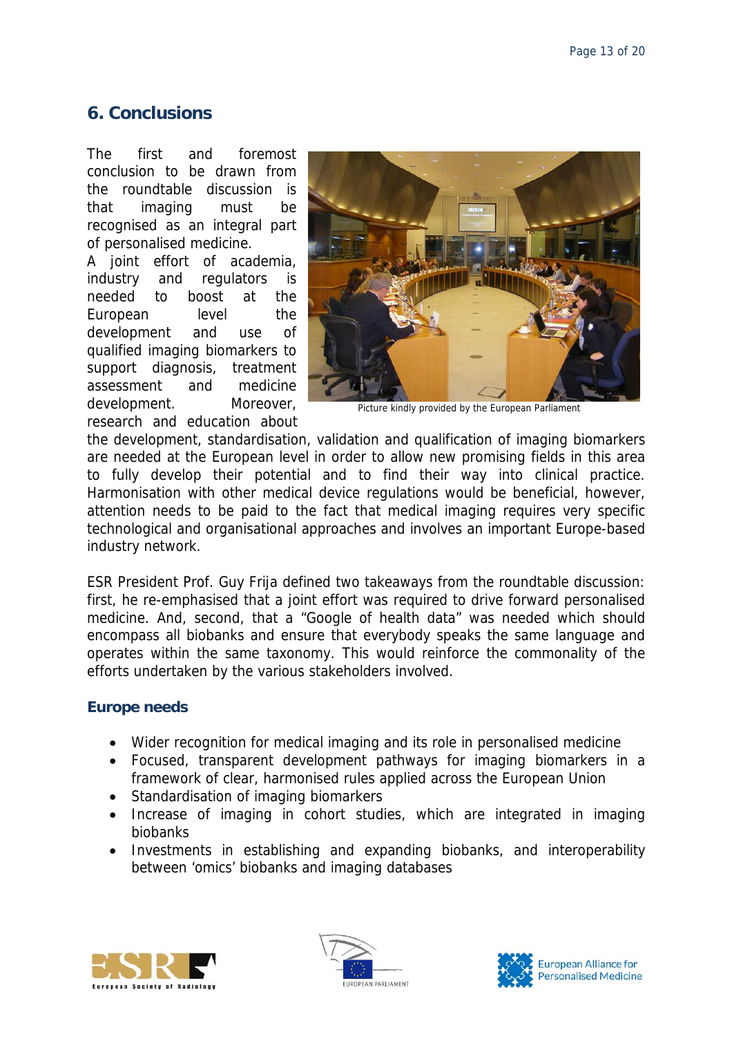## 6. Conclusions

The first and foremost conclusion to be drawn from the roundtable discussion is that imaging must be recognised as an integral part of personalised medicine.
A joint effort of academia, industry and regulators is needed to boost at the European level the development and use of qualified imaging biomarkers to support diagnosis, treatment assessment and medicine development. Moreover, research and education about the development, standardisation, validation and qualification of imaging biomarkers are needed at the European level in order to allow new promising fields in this area to fully develop their potential and to find their way into clinical practice. Harmonisation with other medical device regulations would be beneficial, however, attention needs to be paid to the fact that medical imaging requires very specific technological and organisational approaches and involves an important Europe-based industry network.

Picture kindly provided by the European Parliament

ESR President Prof. Guy Frija defined two takeaways from the roundtable discussion: first, he re-emphasised that a joint effort was required to drive forward personalised medicine. And, second, that a "Google of health data" was needed which should encompass all biobanks and ensure that everybody speaks the same language and operates within the same taxonomy. This would reinforce the commonality of the efforts undertaken by the various stakeholders involved.

### Europe needs

- Wider recognition for medical imaging and its role in personalised medicine
- Focused, transparent development pathways for imaging biomarkers in a framework of clear, harmonised rules applied across the European Union
- Standardisation of imaging biomarkers
- Increase of imaging in cohort studies, which are integrated in imaging biobanks
- Investments in establishing and expanding biobanks, and interoperability between 'omics' biobanks and imaging databases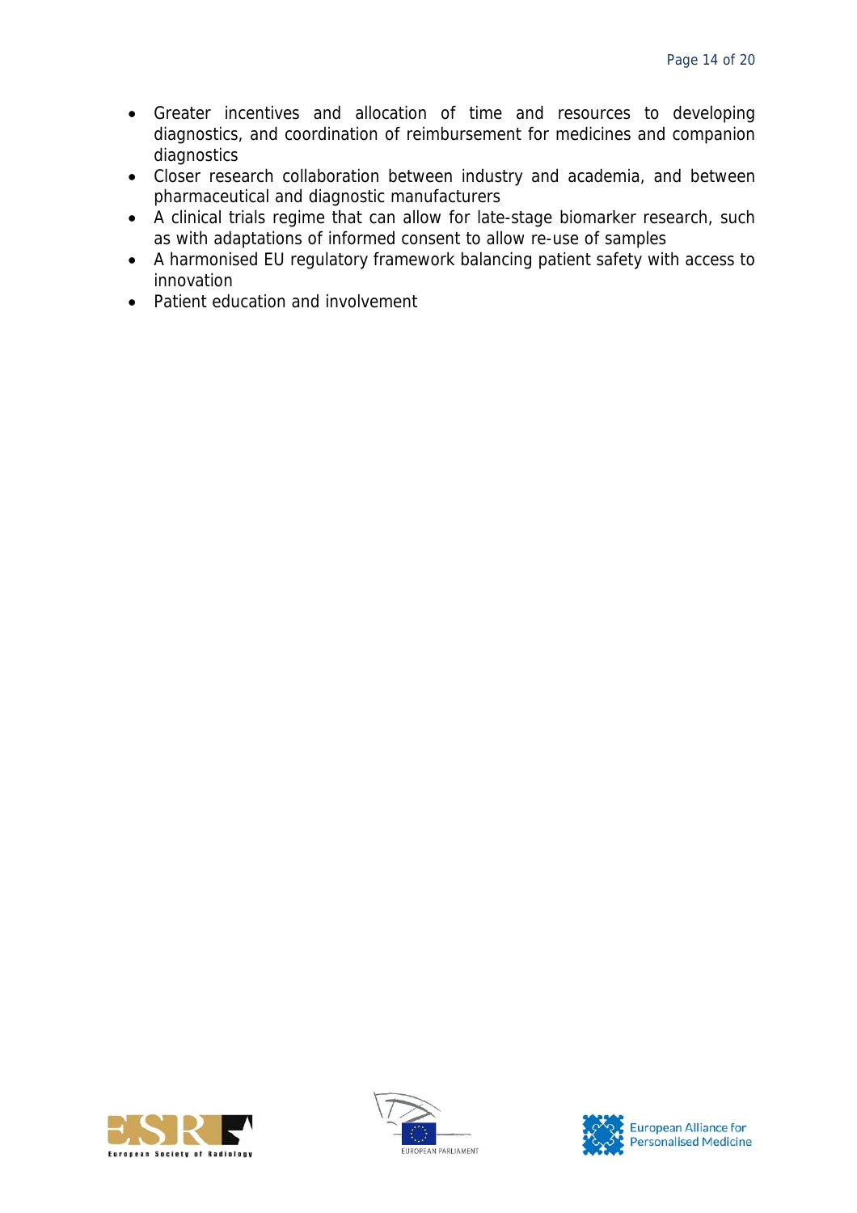- Greater incentives and allocation of time and resources to developing diagnostics, and coordination of reimbursement for medicines and companion diagnostics
- Closer research collaboration between industry and academia, and between pharmaceutical and diagnostic manufacturers
- A clinical trials regime that can allow for late-stage biomarker research, such as with adaptations of informed consent to allow re-use of samples
- A harmonised EU regulatory framework balancing patient safety with access to innovation
- Patient education and involvement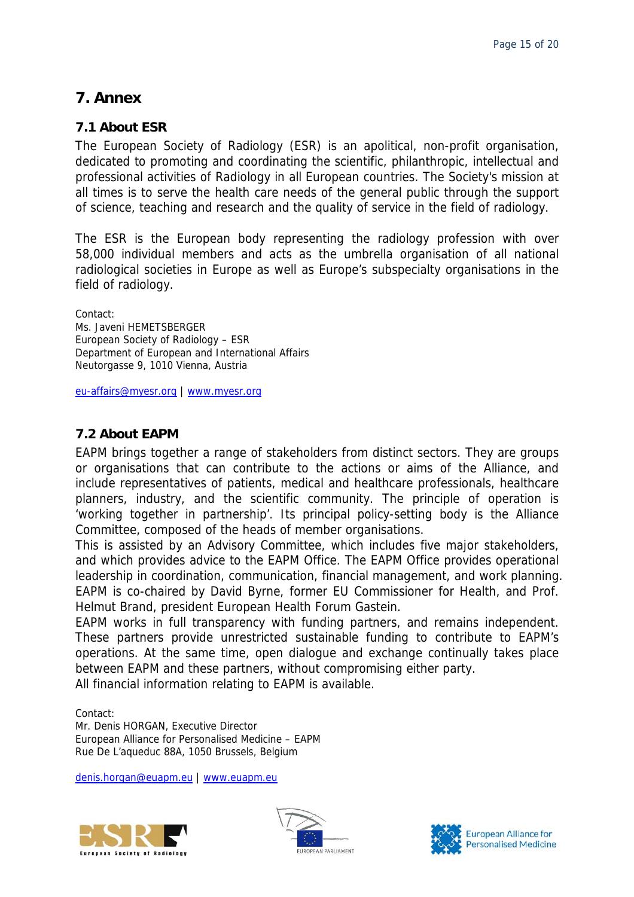# 7. Annex

## 7.1 About ESR

The European Society of Radiology (ESR) is an apolitical, non-profit organisation, dedicated to promoting and coordinating the scientific, philanthropic, intellectual and professional activities of Radiology in all European countries. The Society's mission at all times is to serve the health care needs of the general public through the support of science, teaching and research and the quality of service in the field of radiology.

The ESR is the European body representing the radiology profession with over 58,000 individual members and acts as the umbrella organisation of all national radiological societies in Europe as well as Europe's subspecialty organisations in the field of radiology.

Contact:
Ms. Javeni HEMETSBERGER
European Society of Radiology – ESR
Department of European and International Affairs
Neutorgasse 9, 1010 Vienna, Austria

eu-affairs@myesr.org | www.myesr.org

## 7.2 About EAPM

EAPM brings together a range of stakeholders from distinct sectors. They are groups or organisations that can contribute to the actions or aims of the Alliance, and include representatives of patients, medical and healthcare professionals, healthcare planners, industry, and the scientific community. The principle of operation is 'working together in partnership'. Its principal policy-setting body is the Alliance Committee, composed of the heads of member organisations.

This is assisted by an Advisory Committee, which includes five major stakeholders, and which provides advice to the EAPM Office. The EAPM Office provides operational leadership in coordination, communication, financial management, and work planning. EAPM is co-chaired by David Byrne, former EU Commissioner for Health, and Prof. Helmut Brand, president European Health Forum Gastein.

EAPM works in full transparency with funding partners, and remains independent. These partners provide unrestricted sustainable funding to contribute to EAPM's operations. At the same time, open dialogue and exchange continually takes place between EAPM and these partners, without compromising either party.

All financial information relating to EAPM is available.

Contact:
Mr. Denis HORGAN, Executive Director
European Alliance for Personalised Medicine – EAPM
Rue De L'aqueduc 88A, 1050 Brussels, Belgium

denis.horgan@euapm.eu | www.euapm.eu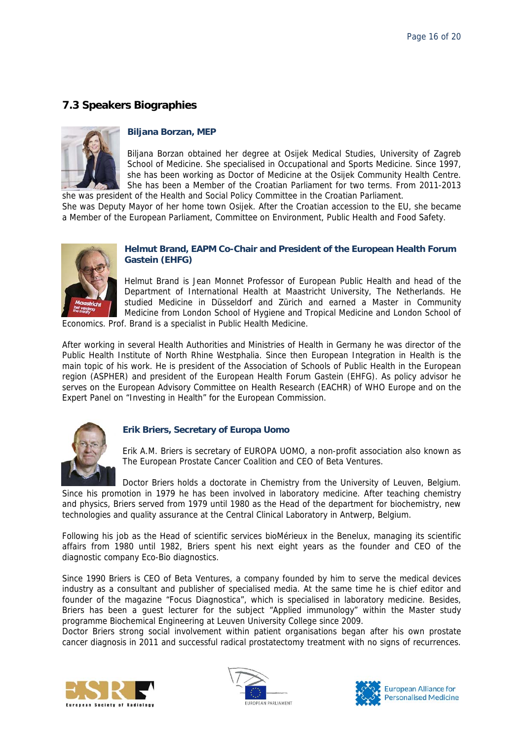## 7.3 Speakers Biographies

### Biljana Borzan, MEP

Biljana Borzan obtained her degree at Osijek Medical Studies, University of Zagreb School of Medicine. She specialised in Occupational and Sports Medicine. Since 1997, she has been working as Doctor of Medicine at the Osijek Community Health Centre. She has been a Member of the Croatian Parliament for two terms. From 2011-2013 she was president of the Health and Social Policy Committee in the Croatian Parliament. She was Deputy Mayor of her home town Osijek. After the Croatian accession to the EU, she became a Member of the European Parliament, Committee on Environment, Public Health and Food Safety.

### Helmut Brand, EAPM Co-Chair and President of the European Health Forum Gastein (EHFG)

Helmut Brand is Jean Monnet Professor of European Public Health and head of the Department of International Health at Maastricht University, The Netherlands. He studied Medicine in Düsseldorf and Zürich and earned a Master in Community Medicine from London School of Hygiene and Tropical Medicine and London School of Economics. Prof. Brand is a specialist in Public Health Medicine.

After working in several Health Authorities and Ministries of Health in Germany he was director of the Public Health Institute of North Rhine Westphalia. Since then European Integration in Health is the main topic of his work. He is president of the Association of Schools of Public Health in the European region (ASPHER) and president of the European Health Forum Gastein (EHFG). As policy advisor he serves on the European Advisory Committee on Health Research (EACHR) of WHO Europe and on the Expert Panel on "Investing in Health" for the European Commission.

### Erik Briers, Secretary of Europa Uomo

Erik A.M. Briers is secretary of EUROPA UOMO, a non-profit association also known as The European Prostate Cancer Coalition and CEO of Beta Ventures.

Doctor Briers holds a doctorate in Chemistry from the University of Leuven, Belgium. Since his promotion in 1979 he has been involved in laboratory medicine. After teaching chemistry and physics, Briers served from 1979 until 1980 as the Head of the department for biochemistry, new technologies and quality assurance at the Central Clinical Laboratory in Antwerp, Belgium.

Following his job as the Head of scientific services bioMérieux in the Benelux, managing its scientific affairs from 1980 until 1982, Briers spent his next eight years as the founder and CEO of the diagnostic company Eco-Bio diagnostics.

Since 1990 Briers is CEO of Beta Ventures, a company founded by him to serve the medical devices industry as a consultant and publisher of specialised media. At the same time he is chief editor and founder of the magazine "Focus Diagnostica", which is specialised in laboratory medicine. Besides, Briers has been a guest lecturer for the subject "Applied immunology" within the Master study programme Biochemical Engineering at Leuven University College since 2009.
Doctor Briers strong social involvement within patient organisations began after his own prostate cancer diagnosis in 2011 and successful radical prostatectomy treatment with no signs of recurrences.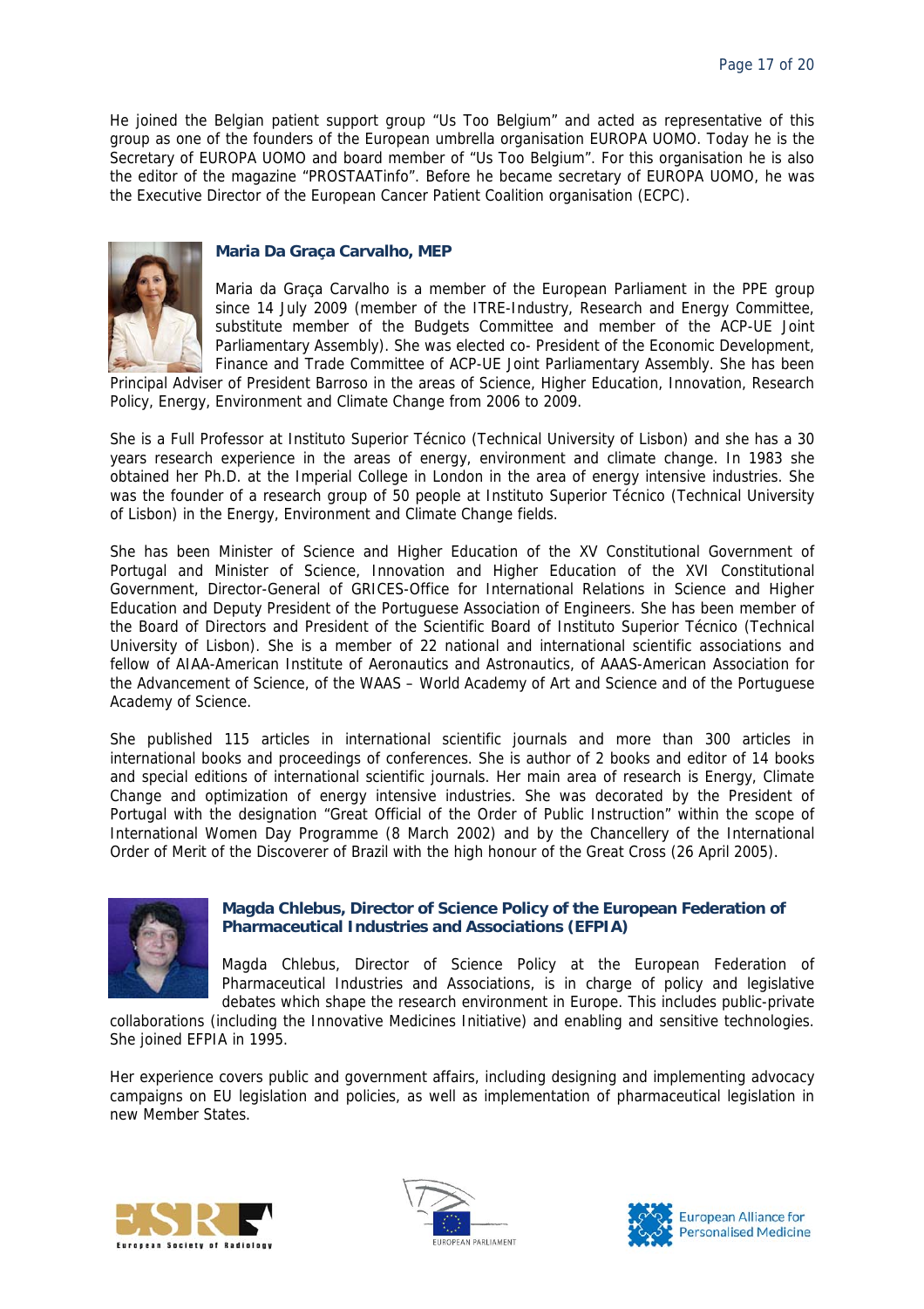He joined the Belgian patient support group "Us Too Belgium" and acted as representative of this group as one of the founders of the European umbrella organisation EUROPA UOMO. Today he is the Secretary of EUROPA UOMO and board member of "Us Too Belgium". For this organisation he is also the editor of the magazine "PROSTAATinfo". Before he became secretary of EUROPA UOMO, he was the Executive Director of the European Cancer Patient Coalition organisation (ECPC).

**Maria Da Graça Carvalho, MEP**

Maria da Graça Carvalho is a member of the European Parliament in the PPE group since 14 July 2009 (member of the ITRE-Industry, Research and Energy Committee, substitute member of the Budgets Committee and member of the ACP-UE Joint Parliamentary Assembly). She was elected co- President of the Economic Development, Finance and Trade Committee of ACP-UE Joint Parliamentary Assembly. She has been Principal Adviser of President Barroso in the areas of Science, Higher Education, Innovation, Research Policy, Energy, Environment and Climate Change from 2006 to 2009.

She is a Full Professor at Instituto Superior Técnico (Technical University of Lisbon) and she has a 30 years research experience in the areas of energy, environment and climate change. In 1983 she obtained her Ph.D. at the Imperial College in London in the area of energy intensive industries. She was the founder of a research group of 50 people at Instituto Superior Técnico (Technical University of Lisbon) in the Energy, Environment and Climate Change fields.

She has been Minister of Science and Higher Education of the XV Constitutional Government of Portugal and Minister of Science, Innovation and Higher Education of the XVI Constitutional Government, Director-General of GRICES-Office for International Relations in Science and Higher Education and Deputy President of the Portuguese Association of Engineers. She has been member of the Board of Directors and President of the Scientific Board of Instituto Superior Técnico (Technical University of Lisbon). She is a member of 22 national and international scientific associations and fellow of AIAA-American Institute of Aeronautics and Astronautics, of AAAS-American Association for the Advancement of Science, of the WAAS – World Academy of Art and Science and of the Portuguese Academy of Science.

She published 115 articles in international scientific journals and more than 300 articles in international books and proceedings of conferences. She is author of 2 books and editor of 14 books and special editions of international scientific journals. Her main area of research is Energy, Climate Change and optimization of energy intensive industries. She was decorated by the President of Portugal with the designation "Great Official of the Order of Public Instruction" within the scope of International Women Day Programme (8 March 2002) and by the Chancellery of the International Order of Merit of the Discoverer of Brazil with the high honour of the Great Cross (26 April 2005).

**Magda Chlebus, Director of Science Policy of the European Federation of Pharmaceutical Industries and Associations (EFPIA)**

Magda Chlebus, Director of Science Policy at the European Federation of Pharmaceutical Industries and Associations, is in charge of policy and legislative debates which shape the research environment in Europe. This includes public-private collaborations (including the Innovative Medicines Initiative) and enabling and sensitive technologies. She joined EFPIA in 1995.

Her experience covers public and government affairs, including designing and implementing advocacy campaigns on EU legislation and policies, as well as implementation of pharmaceutical legislation in new Member States.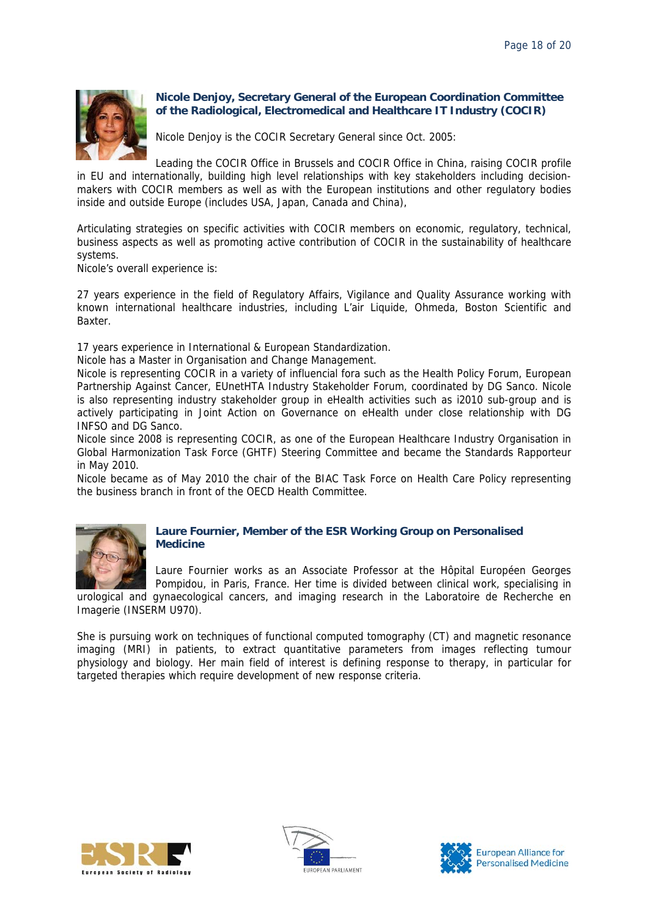### Nicole Denjoy, Secretary General of the European Coordination Committee of the Radiological, Electromedical and Healthcare IT Industry (COCIR)

Nicole Denjoy is the COCIR Secretary General since Oct. 2005:

Leading the COCIR Office in Brussels and COCIR Office in China, raising COCIR profile in EU and internationally, building high level relationships with key stakeholders including decision-makers with COCIR members as well as with the European institutions and other regulatory bodies inside and outside Europe (includes USA, Japan, Canada and China),

Articulating strategies on specific activities with COCIR members on economic, regulatory, technical, business aspects as well as promoting active contribution of COCIR in the sustainability of healthcare systems.
Nicole's overall experience is:

27 years experience in the field of Regulatory Affairs, Vigilance and Quality Assurance working with known international healthcare industries, including L'air Liquide, Ohmeda, Boston Scientific and Baxter.

17 years experience in International & European Standardization.
Nicole has a Master in Organisation and Change Management.
Nicole is representing COCIR in a variety of influencial fora such as the Health Policy Forum, European Partnership Against Cancer, EUnetHTA Industry Stakeholder Forum, coordinated by DG Sanco. Nicole is also representing industry stakeholder group in eHealth activities such as i2010 sub-group and is actively participating in Joint Action on Governance on eHealth under close relationship with DG INFSO and DG Sanco.
Nicole since 2008 is representing COCIR, as one of the European Healthcare Industry Organisation in Global Harmonization Task Force (GHTF) Steering Committee and became the Standards Rapporteur in May 2010.
Nicole became as of May 2010 the chair of the BIAC Task Force on Health Care Policy representing the business branch in front of the OECD Health Committee.

### Laure Fournier, Member of the ESR Working Group on Personalised Medicine

Laure Fournier works as an Associate Professor at the Hôpital Européen Georges Pompidou, in Paris, France. Her time is divided between clinical work, specialising in urological and gynaecological cancers, and imaging research in the Laboratoire de Recherche en Imagerie (INSERM U970).

She is pursuing work on techniques of functional computed tomography (CT) and magnetic resonance imaging (MRI) in patients, to extract quantitative parameters from images reflecting tumour physiology and biology. Her main field of interest is defining response to therapy, in particular for targeted therapies which require development of new response criteria.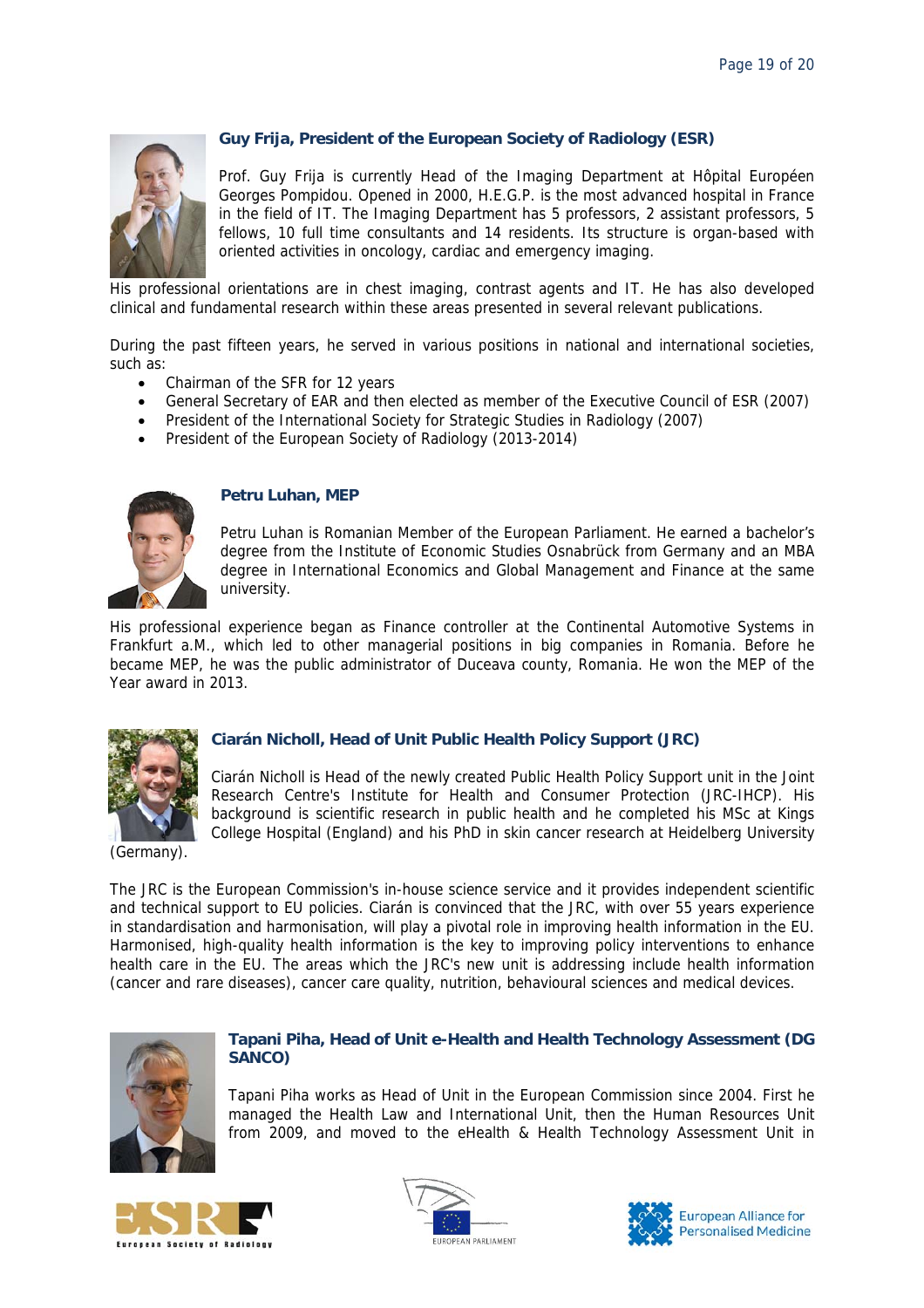### Guy Frija, President of the European Society of Radiology (ESR)

Prof. Guy Frija is currently Head of the Imaging Department at Hôpital Européen Georges Pompidou. Opened in 2000, H.E.G.P. is the most advanced hospital in France in the field of IT. The Imaging Department has 5 professors, 2 assistant professors, 5 fellows, 10 full time consultants and 14 residents. Its structure is organ-based with oriented activities in oncology, cardiac and emergency imaging.

His professional orientations are in chest imaging, contrast agents and IT. He has also developed clinical and fundamental research within these areas presented in several relevant publications.

During the past fifteen years, he served in various positions in national and international societies, such as:

- Chairman of the SFR for 12 years
- General Secretary of EAR and then elected as member of the Executive Council of ESR (2007)
- President of the International Society for Strategic Studies in Radiology (2007)
- President of the European Society of Radiology (2013-2014)

### Petru Luhan, MEP

Petru Luhan is Romanian Member of the European Parliament. He earned a bachelor's degree from the Institute of Economic Studies Osnabrück from Germany and an MBA degree in International Economics and Global Management and Finance at the same university.

His professional experience began as Finance controller at the Continental Automotive Systems in Frankfurt a.M., which led to other managerial positions in big companies in Romania. Before he became MEP, he was the public administrator of Duceava county, Romania. He won the MEP of the Year award in 2013.

### Ciarán Nicholl, Head of Unit Public Health Policy Support (JRC)

Ciarán Nicholl is Head of the newly created Public Health Policy Support unit in the Joint Research Centre's Institute for Health and Consumer Protection (JRC-IHCP). His background is scientific research in public health and he completed his MSc at Kings College Hospital (England) and his PhD in skin cancer research at Heidelberg University (Germany).

The JRC is the European Commission's in-house science service and it provides independent scientific and technical support to EU policies. Ciarán is convinced that the JRC, with over 55 years experience in standardisation and harmonisation, will play a pivotal role in improving health information in the EU. Harmonised, high-quality health information is the key to improving policy interventions to enhance health care in the EU. The areas which the JRC's new unit is addressing include health information (cancer and rare diseases), cancer care quality, nutrition, behavioural sciences and medical devices.

### Tapani Piha, Head of Unit e-Health and Health Technology Assessment (DG SANCO)

Tapani Piha works as Head of Unit in the European Commission since 2004. First he managed the Health Law and International Unit, then the Human Resources Unit from 2009, and moved to the eHealth & Health Technology Assessment Unit in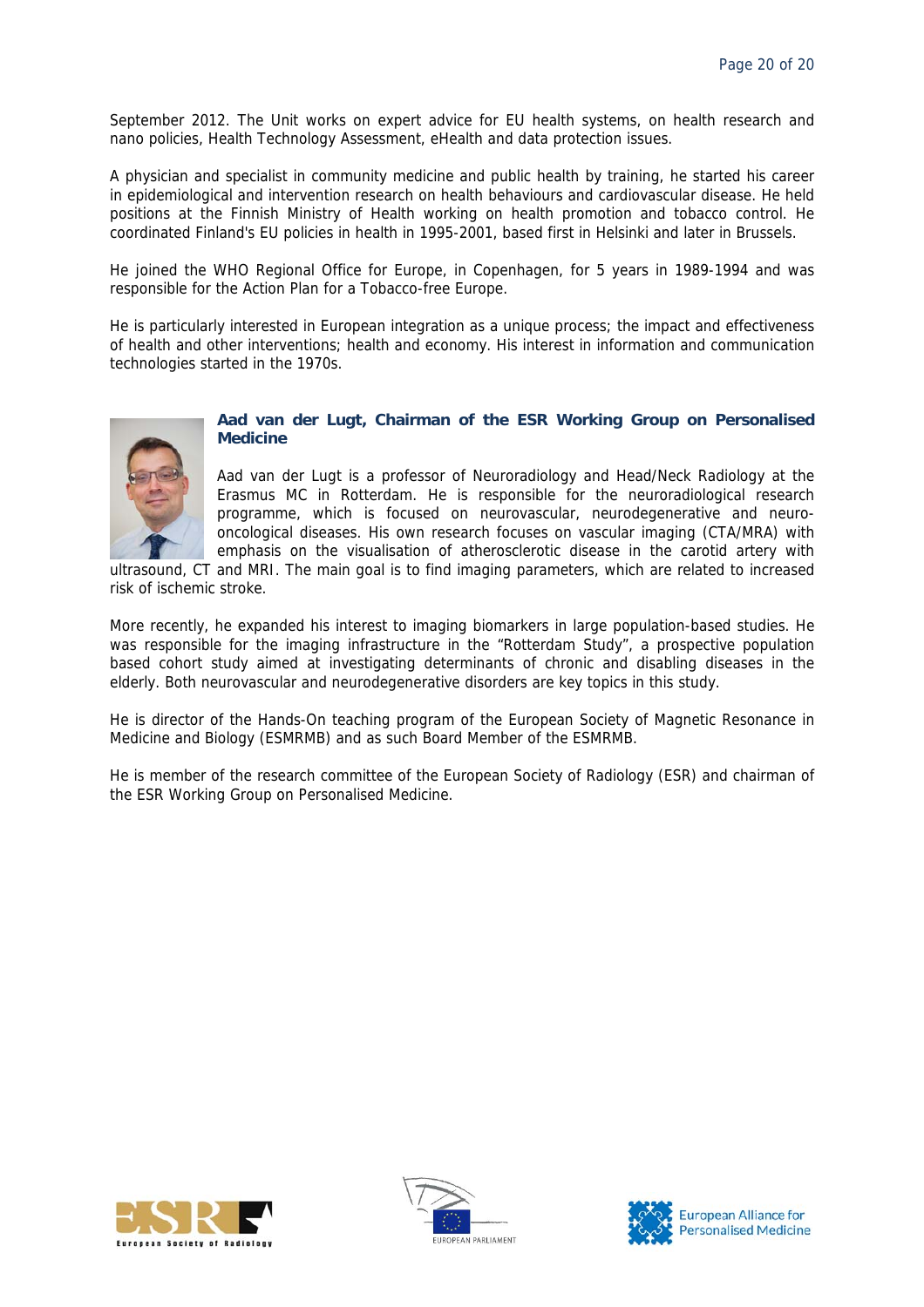September 2012. The Unit works on expert advice for EU health systems, on health research and nano policies, Health Technology Assessment, eHealth and data protection issues.

A physician and specialist in community medicine and public health by training, he started his career in epidemiological and intervention research on health behaviours and cardiovascular disease. He held positions at the Finnish Ministry of Health working on health promotion and tobacco control. He coordinated Finland's EU policies in health in 1995-2001, based first in Helsinki and later in Brussels.

He joined the WHO Regional Office for Europe, in Copenhagen, for 5 years in 1989-1994 and was responsible for the Action Plan for a Tobacco-free Europe.

He is particularly interested in European integration as a unique process; the impact and effectiveness of health and other interventions; health and economy. His interest in information and communication technologies started in the 1970s.

**Aad van der Lugt, Chairman of the ESR Working Group on Personalised Medicine**

Aad van der Lugt is a professor of Neuroradiology and Head/Neck Radiology at the Erasmus MC in Rotterdam. He is responsible for the neuroradiological research programme, which is focused on neurovascular, neurodegenerative and neuro-oncological diseases. His own research focuses on vascular imaging (CTA/MRA) with emphasis on the visualisation of atherosclerotic disease in the carotid artery with ultrasound, CT and MRI. The main goal is to find imaging parameters, which are related to increased risk of ischemic stroke.

More recently, he expanded his interest to imaging biomarkers in large population-based studies. He was responsible for the imaging infrastructure in the "Rotterdam Study", a prospective population based cohort study aimed at investigating determinants of chronic and disabling diseases in the elderly. Both neurovascular and neurodegenerative disorders are key topics in this study.

He is director of the Hands-On teaching program of the European Society of Magnetic Resonance in Medicine and Biology (ESMRMB) and as such Board Member of the ESMRMB.

He is member of the research committee of the European Society of Radiology (ESR) and chairman of the ESR Working Group on Personalised Medicine.

European Society of Radiology

EUROPEAN PARLIAMENT

European Alliance for Personalised Medicine